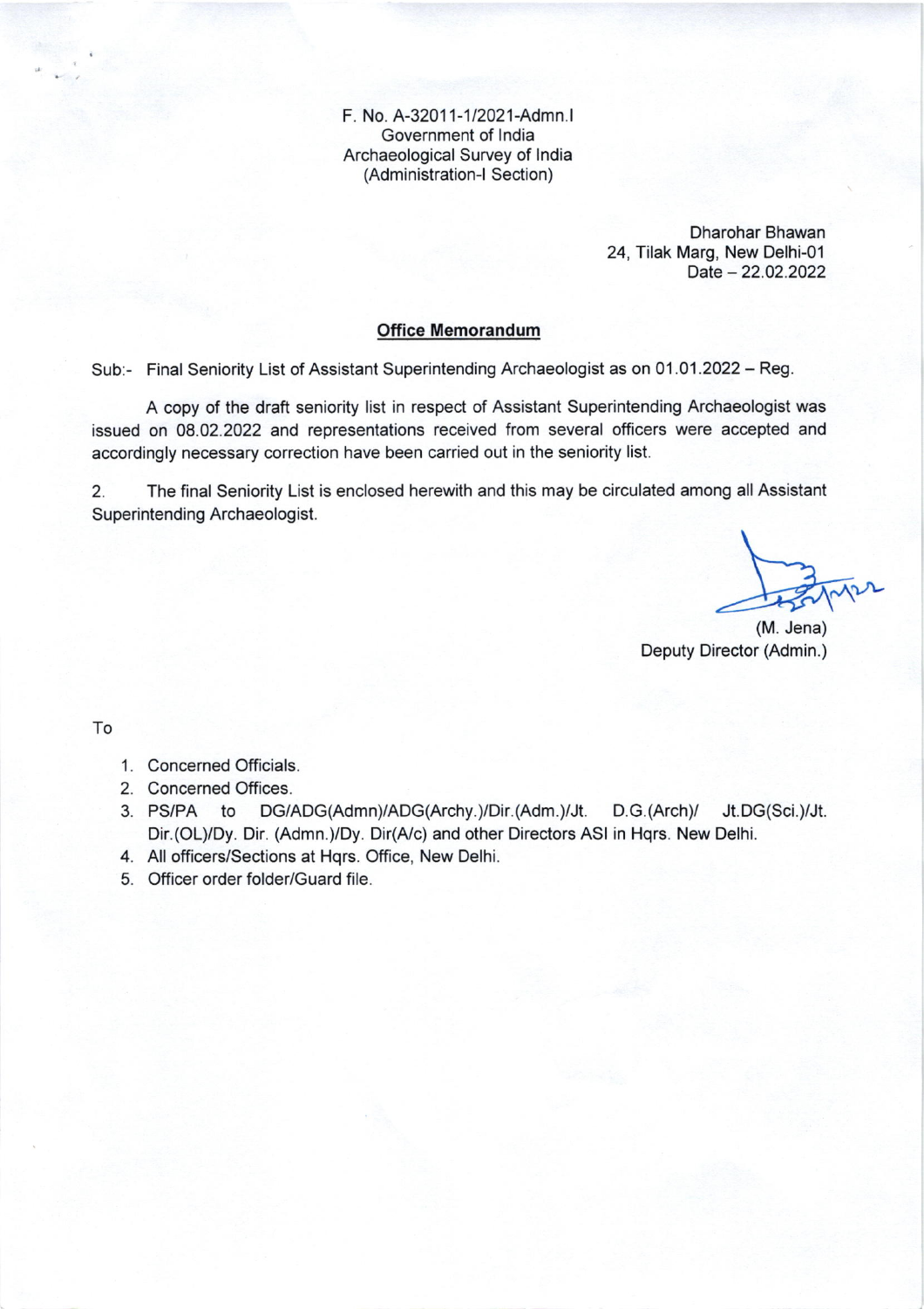F. No. A-32011-1/2021-Admn.I
Government of India
Archaeological Survey of India
(Administration-I Section)

Dharohar Bhawan
24, Tilak Marg, New Delhi-01
Date – 22.02.2022

## **Office Memorandum**

Sub:- Final Seniority List of Assistant Superintending Archaeologist as on 01.01.2022 – Reg.

A copy of the draft seniority list in respect of Assistant Superintending Archaeologist was issued on 08.02.2022 and representations received from several officers were accepted and accordingly necessary correction have been carried out in the seniority list.

2. The final Seniority List is enclosed herewith and this may be circulated among all Assistant Superintending Archaeologist.

(M. Jena)
Deputy Director (Admin.)

To

1. Concerned Officials.
2. Concerned Offices.
3. PS/PA to DG/ADG(Admn)/ADG(Archy.)/Dir.(Adm.)/Jt. D.G.(Arch)/ Jt.DG(Sci.)/Jt. Dir.(OL)/Dy. Dir. (Admn.)/Dy. Dir(A/c) and other Directors ASI in Hqrs. New Delhi.
4. All officers/Sections at Hqrs. Office, New Delhi.
5. Officer order folder/Guard file.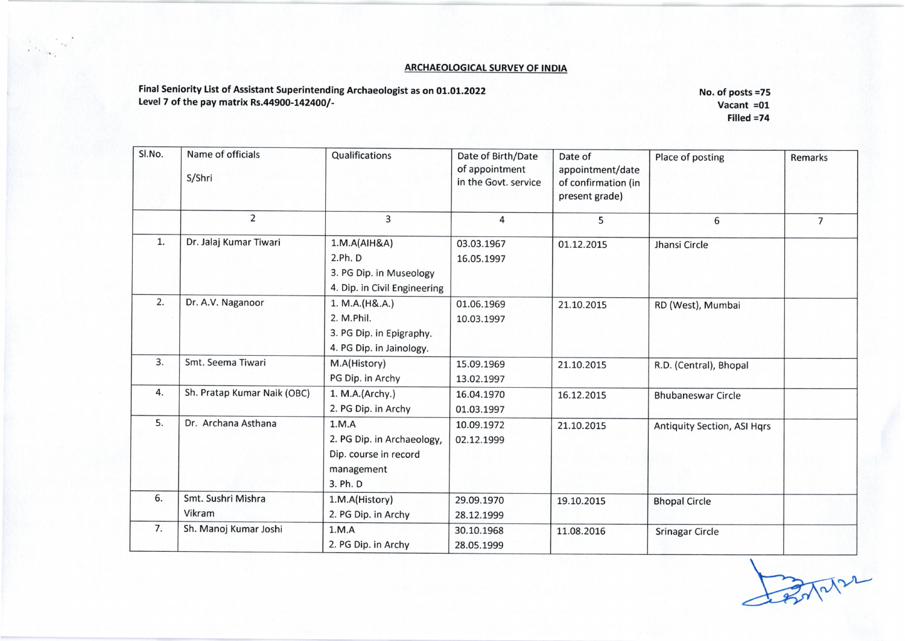**ARCHAEOLOGICAL SURVEY OF INDIA**

**Final Seniority List of Assistant Superintending Archaeologist as on 01.01.2022**
**Level 7 of the pay matrix Rs.44900-142400/-**

**No. of posts =75**
**Vacant =01**
**Filled =74**

| Sl.No. | Name of officials<br>S/Shri | Qualifications | Date of Birth/Date of appointment in the Govt. service | Date of appointment/date of confirmation (in present grade) | Place of posting | Remarks |
|---|---|---|---|---|---|---|
| | 2 | 3 | 4 | 5 | 6 | 7 |
| 1. | Dr. Jalaj Kumar Tiwari | 1.M.A(AIH&A)<br>2.Ph. D<br>3. PG Dip. in Museology<br>4. Dip. in Civil Engineering | 03.03.1967<br>16.05.1997 | 01.12.2015 | Jhansi Circle | |
| 2. | Dr. A.V. Naganoor | 1. M.A.(H&.A.)<br>2. M.Phil.<br>3. PG Dip. in Epigraphy.<br>4. PG Dip. in Jainology. | 01.06.1969<br>10.03.1997 | 21.10.2015 | RD (West), Mumbai | |
| 3. | Smt. Seema Tiwari | M.A(History)<br>PG Dip. in Archy | 15.09.1969<br>13.02.1997 | 21.10.2015 | R.D. (Central), Bhopal | |
| 4. | Sh. Pratap Kumar Naik (OBC) | 1. M.A.(Archy.)<br>2. PG Dip. in Archy | 16.04.1970<br>01.03.1997 | 16.12.2015 | Bhubaneswar Circle | |
| 5. | Dr. Archana Asthana | 1.M.A<br>2. PG Dip. in Archaeology, Dip. course in record management<br>3. Ph. D | 10.09.1972<br>02.12.1999 | 21.10.2015 | Antiquity Section, ASI Hqrs | |
| 6. | Smt. Sushri Mishra Vikram | 1.M.A(History)<br>2. PG Dip. in Archy | 29.09.1970<br>28.12.1999 | 19.10.2015 | Bhopal Circle | |
| 7. | Sh. Manoj Kumar Joshi | 1.M.A<br>2. PG Dip. in Archy | 30.10.1968<br>28.05.1999 | 11.08.2016 | Srinagar Circle | |